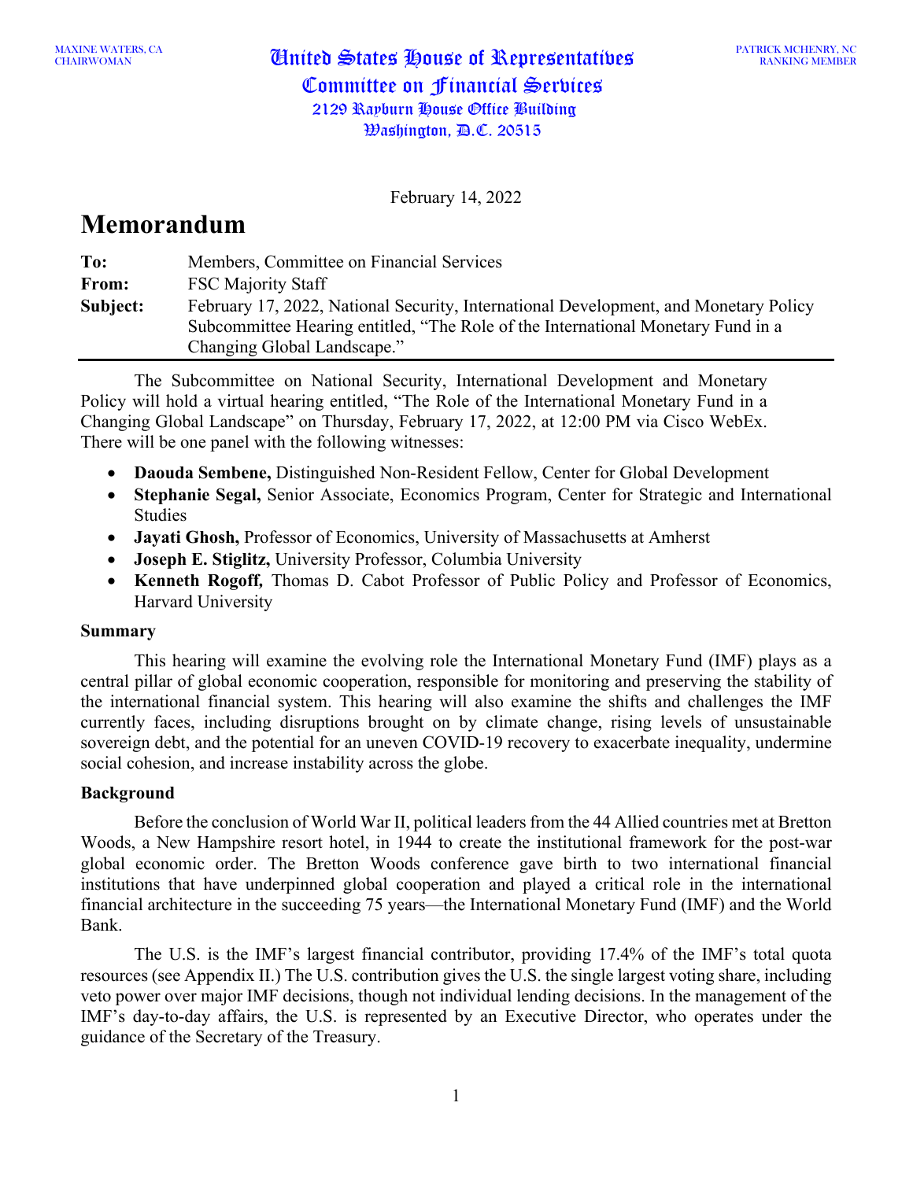MAXINE WATERS, CA
CHAIRWOMAN

# United States House of Representatives
## Committee on Financial Services
2129 Rayburn House Office Building
Washington, D.C. 20515

PATRICK MCHENRY, NC
RANKING MEMBER

February 14, 2022

# Memorandum

**To:** Members, Committee on Financial Services
**From:** FSC Majority Staff
**Subject:** February 17, 2022, National Security, International Development, and Monetary Policy Subcommittee Hearing entitled, "The Role of the International Monetary Fund in a Changing Global Landscape."

---

The Subcommittee on National Security, International Development and Monetary Policy will hold a virtual hearing entitled, "The Role of the International Monetary Fund in a Changing Global Landscape" on Thursday, February 17, 2022, at 12:00 PM via Cisco WebEx. There will be one panel with the following witnesses:

- **Daouda Sembene,** Distinguished Non-Resident Fellow, Center for Global Development
- **Stephanie Segal,** Senior Associate, Economics Program, Center for Strategic and International Studies
- **Jayati Ghosh,** Professor of Economics, University of Massachusetts at Amherst
- **Joseph E. Stiglitz,** University Professor, Columbia University
- **Kenneth Rogoff,** Thomas D. Cabot Professor of Public Policy and Professor of Economics, Harvard University

### Summary

This hearing will examine the evolving role the International Monetary Fund (IMF) plays as a central pillar of global economic cooperation, responsible for monitoring and preserving the stability of the international financial system. This hearing will also examine the shifts and challenges the IMF currently faces, including disruptions brought on by climate change, rising levels of unsustainable sovereign debt, and the potential for an uneven COVID-19 recovery to exacerbate inequality, undermine social cohesion, and increase instability across the globe.

### Background

Before the conclusion of World War II, political leaders from the 44 Allied countries met at Bretton Woods, a New Hampshire resort hotel, in 1944 to create the institutional framework for the post-war global economic order. The Bretton Woods conference gave birth to two international financial institutions that have underpinned global cooperation and played a critical role in the international financial architecture in the succeeding 75 years—the International Monetary Fund (IMF) and the World Bank.

The U.S. is the IMF's largest financial contributor, providing 17.4% of the IMF's total quota resources (see Appendix II.) The U.S. contribution gives the U.S. the single largest voting share, including veto power over major IMF decisions, though not individual lending decisions. In the management of the IMF's day-to-day affairs, the U.S. is represented by an Executive Director, who operates under the guidance of the Secretary of the Treasury.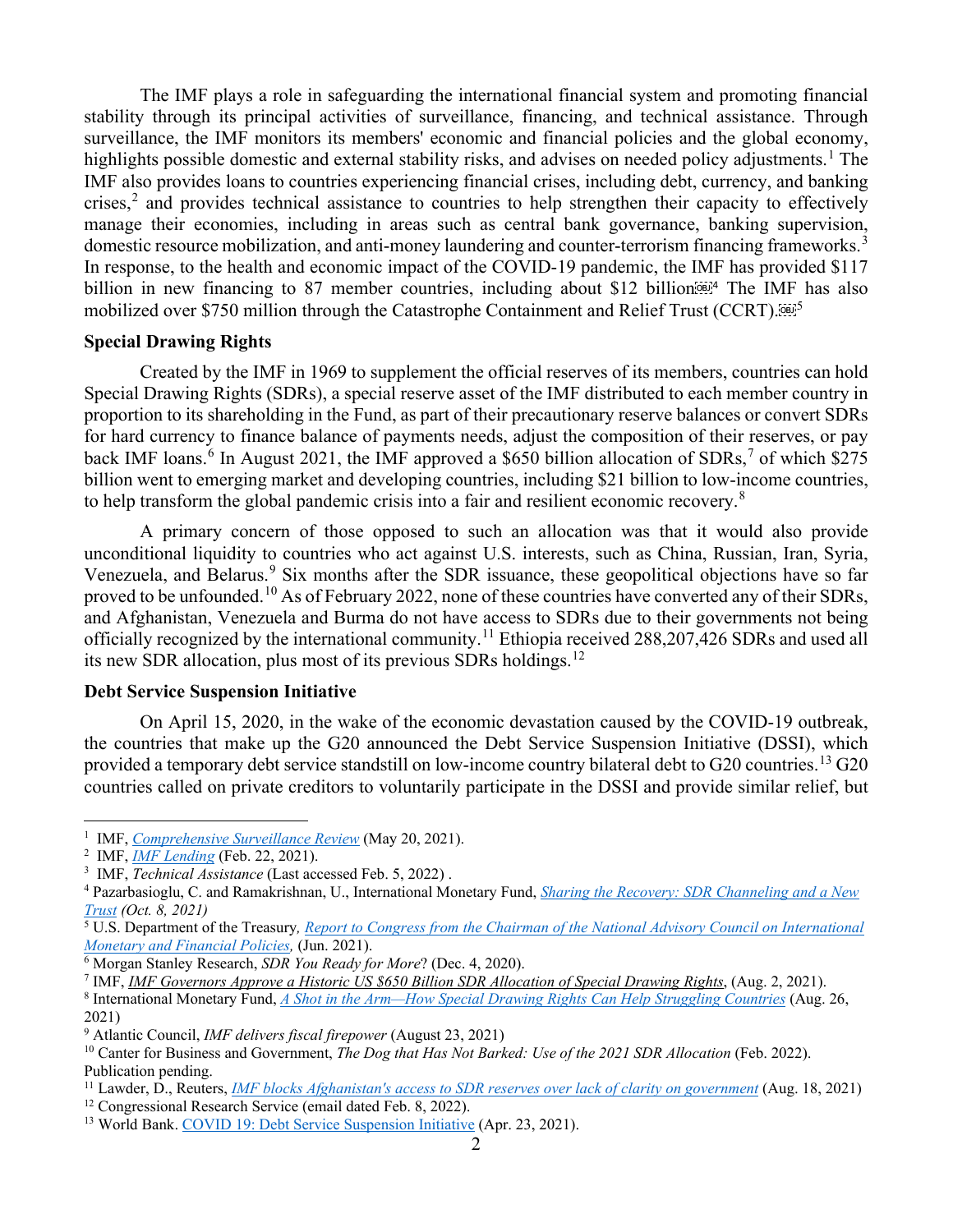The IMF plays a role in safeguarding the international financial system and promoting financial stability through its principal activities of surveillance, financing, and technical assistance. Through surveillance, the IMF monitors its members' economic and financial policies and the global economy, highlights possible domestic and external stability risks, and advises on needed policy adjustments.[1] The IMF also provides loans to countries experiencing financial crises, including debt, currency, and banking crises,[2] and provides technical assistance to countries to help strengthen their capacity to effectively manage their economies, including in areas such as central bank governance, banking supervision, domestic resource mobilization, and anti-money laundering and counter-terrorism financing frameworks.[3] In response, to the health and economic impact of the COVID-19 pandemic, the IMF has provided $117 billion in new financing to 87 member countries, including about $12 billion[4] The IMF has also mobilized over $750 million through the Catastrophe Containment and Relief Trust (CCRT).[5]

**Special Drawing Rights**

Created by the IMF in 1969 to supplement the official reserves of its members, countries can hold Special Drawing Rights (SDRs), a special reserve asset of the IMF distributed to each member country in proportion to its shareholding in the Fund, as part of their precautionary reserve balances or convert SDRs for hard currency to finance balance of payments needs, adjust the composition of their reserves, or pay back IMF loans.[6] In August 2021, the IMF approved a $650 billion allocation of SDRs,[7] of which $275 billion went to emerging market and developing countries, including $21 billion to low-income countries, to help transform the global pandemic crisis into a fair and resilient economic recovery.[8]

A primary concern of those opposed to such an allocation was that it would also provide unconditional liquidity to countries who act against U.S. interests, such as China, Russian, Iran, Syria, Venezuela, and Belarus.[9] Six months after the SDR issuance, these geopolitical objections have so far proved to be unfounded.[10] As of February 2022, none of these countries have converted any of their SDRs, and Afghanistan, Venezuela and Burma do not have access to SDRs due to their governments not being officially recognized by the international community.[11] Ethiopia received 288,207,426 SDRs and used all its new SDR allocation, plus most of its previous SDRs holdings.[12]

**Debt Service Suspension Initiative**

On April 15, 2020, in the wake of the economic devastation caused by the COVID-19 outbreak, the countries that make up the G20 announced the Debt Service Suspension Initiative (DSSI), which provided a temporary debt service standstill on low-income country bilateral debt to G20 countries.[13] G20 countries called on private creditors to voluntarily participate in the DSSI and provide similar relief, but

---

[1] IMF, *Comprehensive Surveillance Review* (May 20, 2021).

[2] IMF, *IMF Lending* (Feb. 22, 2021).

[3] IMF, *Technical Assistance* (Last accessed Feb. 5, 2022) .

[4] Pazarbasioglu, C. and Ramakrishnan, U., International Monetary Fund, *Sharing the Recovery: SDR Channeling and a New Trust (Oct. 8, 2021)*

[5] U.S. Department of the Treasury*, Report to Congress from the Chairman of the National Advisory Council on International Monetary and Financial Policies,* (Jun. 2021).

[6] Morgan Stanley Research, *SDR You Ready for More*? (Dec. 4, 2020).

[7] IMF, *IMF Governors Approve a Historic US $650 Billion SDR Allocation of Special Drawing Rights*, (Aug. 2, 2021).

[8] International Monetary Fund, *A Shot in the Arm—How Special Drawing Rights Can Help Struggling Countries* (Aug. 26, 2021)

[9] Atlantic Council, *IMF delivers fiscal firepower* (August 23, 2021)

[10] Canter for Business and Government, *The Dog that Has Not Barked: Use of the 2021 SDR Allocation* (Feb. 2022). Publication pending.

[11] Lawder, D., Reuters, *IMF blocks Afghanistan's access to SDR reserves over lack of clarity on government* (Aug. 18, 2021)

[12] Congressional Research Service (email dated Feb. 8, 2022).

[13] World Bank. COVID 19: Debt Service Suspension Initiative (Apr. 23, 2021).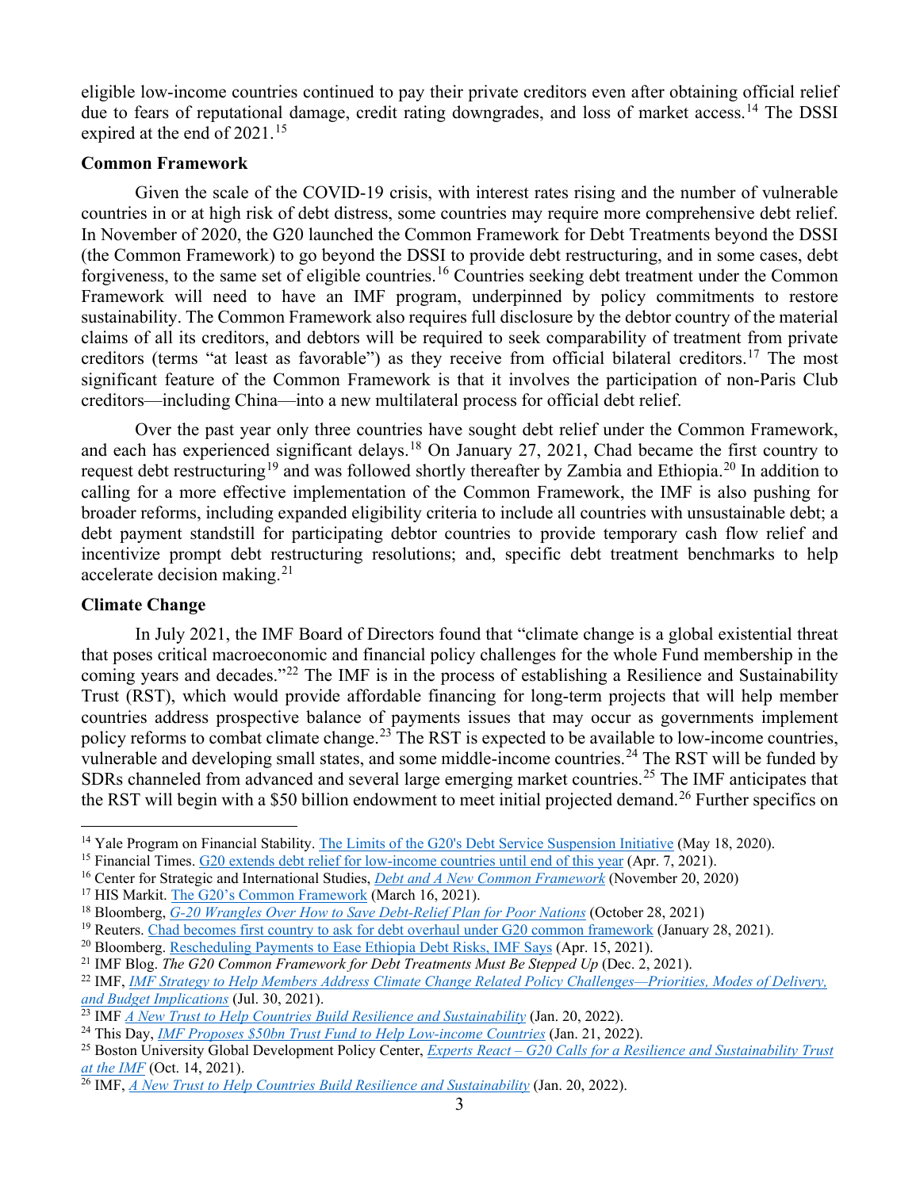eligible low-income countries continued to pay their private creditors even after obtaining official relief due to fears of reputational damage, credit rating downgrades, and loss of market access.[14] The DSSI expired at the end of 2021.[15]

**Common Framework**

Given the scale of the COVID-19 crisis, with interest rates rising and the number of vulnerable countries in or at high risk of debt distress, some countries may require more comprehensive debt relief. In November of 2020, the G20 launched the Common Framework for Debt Treatments beyond the DSSI (the Common Framework) to go beyond the DSSI to provide debt restructuring, and in some cases, debt forgiveness, to the same set of eligible countries.[16] Countries seeking debt treatment under the Common Framework will need to have an IMF program, underpinned by policy commitments to restore sustainability. The Common Framework also requires full disclosure by the debtor country of the material claims of all its creditors, and debtors will be required to seek comparability of treatment from private creditors (terms "at least as favorable") as they receive from official bilateral creditors.[17] The most significant feature of the Common Framework is that it involves the participation of non-Paris Club creditors—including China—into a new multilateral process for official debt relief.

Over the past year only three countries have sought debt relief under the Common Framework, and each has experienced significant delays.[18] On January 27, 2021, Chad became the first country to request debt restructuring[19] and was followed shortly thereafter by Zambia and Ethiopia.[20] In addition to calling for a more effective implementation of the Common Framework, the IMF is also pushing for broader reforms, including expanded eligibility criteria to include all countries with unsustainable debt; a debt payment standstill for participating debtor countries to provide temporary cash flow relief and incentivize prompt debt restructuring resolutions; and, specific debt treatment benchmarks to help accelerate decision making.[21]

**Climate Change**

In July 2021, the IMF Board of Directors found that "climate change is a global existential threat that poses critical macroeconomic and financial policy challenges for the whole Fund membership in the coming years and decades."[22] The IMF is in the process of establishing a Resilience and Sustainability Trust (RST), which would provide affordable financing for long-term projects that will help member countries address prospective balance of payments issues that may occur as governments implement policy reforms to combat climate change.[23] The RST is expected to be available to low-income countries, vulnerable and developing small states, and some middle-income countries.[24] The RST will be funded by SDRs channeled from advanced and several large emerging market countries.[25] The IMF anticipates that the RST will begin with a $50 billion endowment to meet initial projected demand.[26] Further specifics on

---

[14] Yale Program on Financial Stability. The Limits of the G20's Debt Service Suspension Initiative (May 18, 2020).

[15] Financial Times. G20 extends debt relief for low-income countries until end of this year (Apr. 7, 2021).

[16] Center for Strategic and International Studies, *Debt and A New Common Framework* (November 20, 2020)

[17] HIS Markit. The G20's Common Framework (March 16, 2021).

[18] Bloomberg, *G-20 Wrangles Over How to Save Debt-Relief Plan for Poor Nations* (October 28, 2021)

[19] Reuters. Chad becomes first country to ask for debt overhaul under G20 common framework (January 28, 2021).

[20] Bloomberg. Rescheduling Payments to Ease Ethiopia Debt Risks, IMF Says (Apr. 15, 2021).

[21] IMF Blog. *The G20 Common Framework for Debt Treatments Must Be Stepped Up* (Dec. 2, 2021).

[22] IMF, *IMF Strategy to Help Members Address Climate Change Related Policy Challenges—Priorities, Modes of Delivery, and Budget Implications* (Jul. 30, 2021).

[23] IMF *A New Trust to Help Countries Build Resilience and Sustainability* (Jan. 20, 2022).

[24] This Day, *IMF Proposes $50bn Trust Fund to Help Low-income Countries* (Jan. 21, 2022).

[25] Boston University Global Development Policy Center, *Experts React – G20 Calls for a Resilience and Sustainability Trust at the IMF* (Oct. 14, 2021).

[26] IMF, *A New Trust to Help Countries Build Resilience and Sustainability* (Jan. 20, 2022).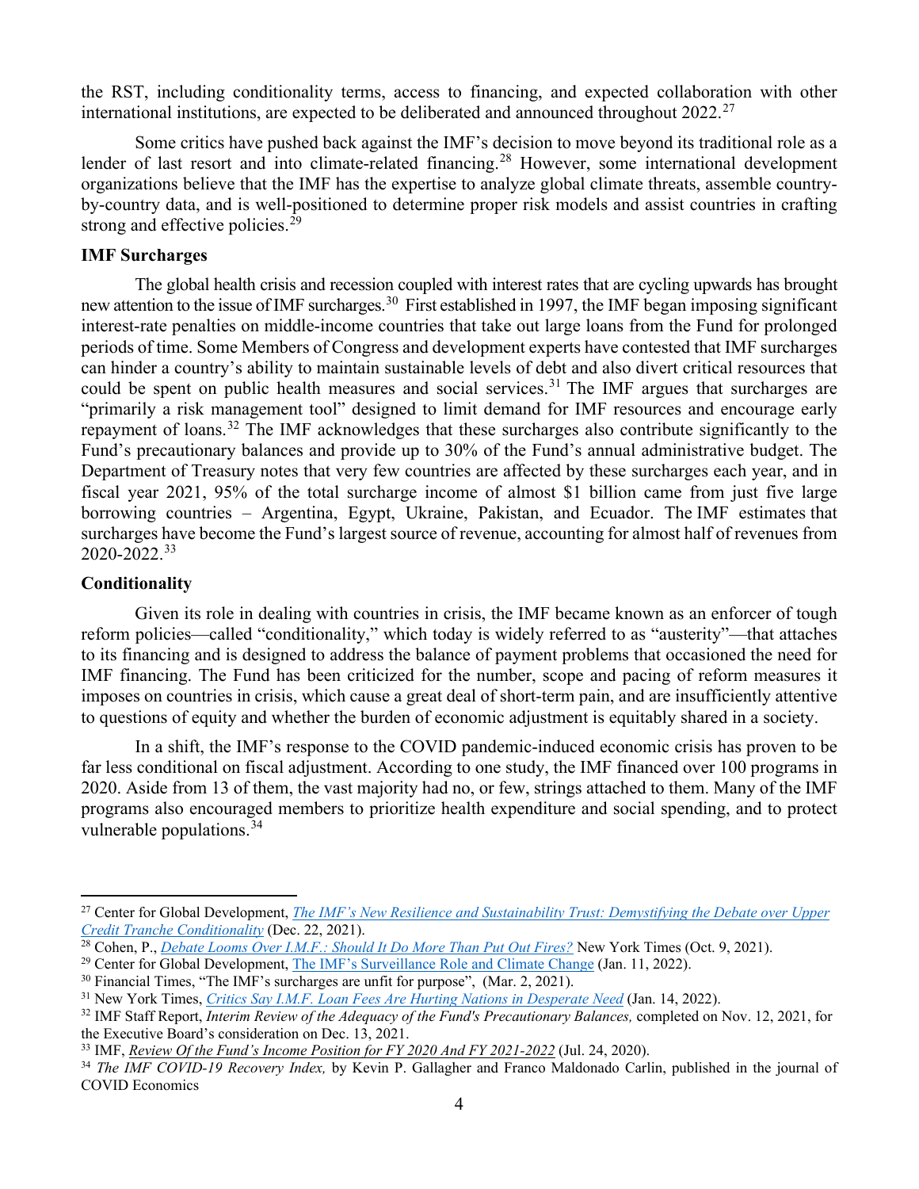the RST, including conditionality terms, access to financing, and expected collaboration with other international institutions, are expected to be deliberated and announced throughout 2022.[27]

Some critics have pushed back against the IMF's decision to move beyond its traditional role as a lender of last resort and into climate-related financing.[28] However, some international development organizations believe that the IMF has the expertise to analyze global climate threats, assemble country-by-country data, and is well-positioned to determine proper risk models and assist countries in crafting strong and effective policies.[29]

**IMF Surcharges**

The global health crisis and recession coupled with interest rates that are cycling upwards has brought new attention to the issue of IMF surcharges.[30] First established in 1997, the IMF began imposing significant interest-rate penalties on middle-income countries that take out large loans from the Fund for prolonged periods of time. Some Members of Congress and development experts have contested that IMF surcharges can hinder a country's ability to maintain sustainable levels of debt and also divert critical resources that could be spent on public health measures and social services.[31] The IMF argues that surcharges are "primarily a risk management tool" designed to limit demand for IMF resources and encourage early repayment of loans.[32] The IMF acknowledges that these surcharges also contribute significantly to the Fund's precautionary balances and provide up to 30% of the Fund's annual administrative budget. The Department of Treasury notes that very few countries are affected by these surcharges each year, and in fiscal year 2021, 95% of the total surcharge income of almost $1 billion came from just five large borrowing countries – Argentina, Egypt, Ukraine, Pakistan, and Ecuador. The IMF estimates that surcharges have become the Fund's largest source of revenue, accounting for almost half of revenues from 2020-2022.[33]

**Conditionality**

Given its role in dealing with countries in crisis, the IMF became known as an enforcer of tough reform policies—called "conditionality," which today is widely referred to as "austerity"—that attaches to its financing and is designed to address the balance of payment problems that occasioned the need for IMF financing. The Fund has been criticized for the number, scope and pacing of reform measures it imposes on countries in crisis, which cause a great deal of short-term pain, and are insufficiently attentive to questions of equity and whether the burden of economic adjustment is equitably shared in a society.

In a shift, the IMF's response to the COVID pandemic-induced economic crisis has proven to be far less conditional on fiscal adjustment. According to one study, the IMF financed over 100 programs in 2020. Aside from 13 of them, the vast majority had no, or few, strings attached to them. Many of the IMF programs also encouraged members to prioritize health expenditure and social spending, and to protect vulnerable populations.[34]

---

[27] Center for Global Development, *The IMF's New Resilience and Sustainability Trust: Demystifying the Debate over Upper Credit Tranche Conditionality* (Dec. 22, 2021).

[28] Cohen, P., *Debate Looms Over I.M.F.: Should It Do More Than Put Out Fires?* New York Times (Oct. 9, 2021).

[29] Center for Global Development, The IMF's Surveillance Role and Climate Change (Jan. 11, 2022).

[30] Financial Times, "The IMF's surcharges are unfit for purpose", (Mar. 2, 2021).

[31] New York Times, *Critics Say I.M.F. Loan Fees Are Hurting Nations in Desperate Need* (Jan. 14, 2022).

[32] IMF Staff Report, *Interim Review of the Adequacy of the Fund's Precautionary Balances,* completed on Nov. 12, 2021, for the Executive Board's consideration on Dec. 13, 2021.

[33] IMF, *Review Of the Fund's Income Position for FY 2020 And FY 2021-2022* (Jul. 24, 2020).

[34] *The IMF COVID-19 Recovery Index,* by Kevin P. Gallagher and Franco Maldonado Carlin, published in the journal of COVID Economics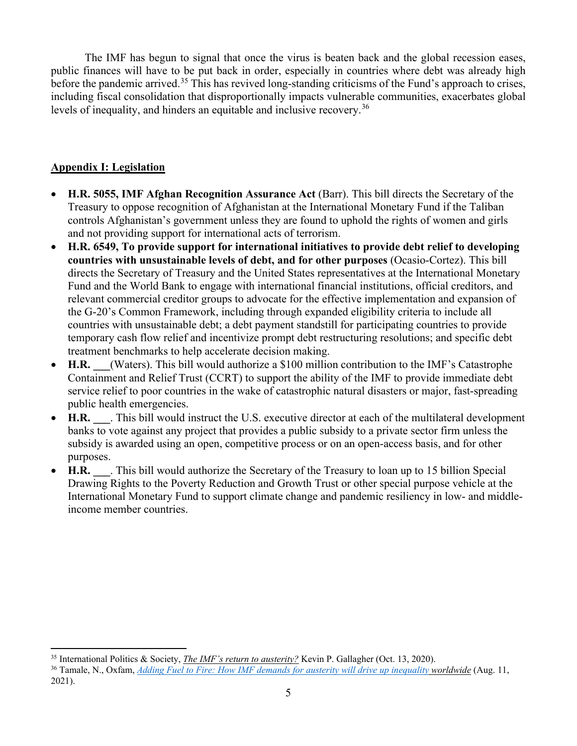The IMF has begun to signal that once the virus is beaten back and the global recession eases, public finances will have to be put back in order, especially in countries where debt was already high before the pandemic arrived.[35] This has revived long-standing criticisms of the Fund's approach to crises, including fiscal consolidation that disproportionally impacts vulnerable communities, exacerbates global levels of inequality, and hinders an equitable and inclusive recovery.[36]

## Appendix I: Legislation

- **H.R. 5055, IMF Afghan Recognition Assurance Act** (Barr). This bill directs the Secretary of the Treasury to oppose recognition of Afghanistan at the International Monetary Fund if the Taliban controls Afghanistan's government unless they are found to uphold the rights of women and girls and not providing support for international acts of terrorism.
- **H.R. 6549, To provide support for international initiatives to provide debt relief to developing countries with unsustainable levels of debt, and for other purposes** (Ocasio-Cortez). This bill directs the Secretary of Treasury and the United States representatives at the International Monetary Fund and the World Bank to engage with international financial institutions, official creditors, and relevant commercial creditor groups to advocate for the effective implementation and expansion of the G-20's Common Framework, including through expanded eligibility criteria to include all countries with unsustainable debt; a debt payment standstill for participating countries to provide temporary cash flow relief and incentivize prompt debt restructuring resolutions; and specific debt treatment benchmarks to help accelerate decision making.
- **H.R. \_\_\_**(Waters). This bill would authorize a $100 million contribution to the IMF's Catastrophe Containment and Relief Trust (CCRT) to support the ability of the IMF to provide immediate debt service relief to poor countries in the wake of catastrophic natural disasters or major, fast-spreading public health emergencies.
- **H.R. \_\_\_**. This bill would instruct the U.S. executive director at each of the multilateral development banks to vote against any project that provides a public subsidy to a private sector firm unless the subsidy is awarded using an open, competitive process or on an open-access basis, and for other purposes.
- **H.R. \_\_\_**. This bill would authorize the Secretary of the Treasury to loan up to 15 billion Special Drawing Rights to the Poverty Reduction and Growth Trust or other special purpose vehicle at the International Monetary Fund to support climate change and pandemic resiliency in low- and middle-income member countries.

---

[35] International Politics & Society, *The IMF's return to austerity?* Kevin P. Gallagher (Oct. 13, 2020).

[36] Tamale, N., Oxfam, *Adding Fuel to Fire: How IMF demands for austerity will drive up inequality worldwide* (Aug. 11, 2021).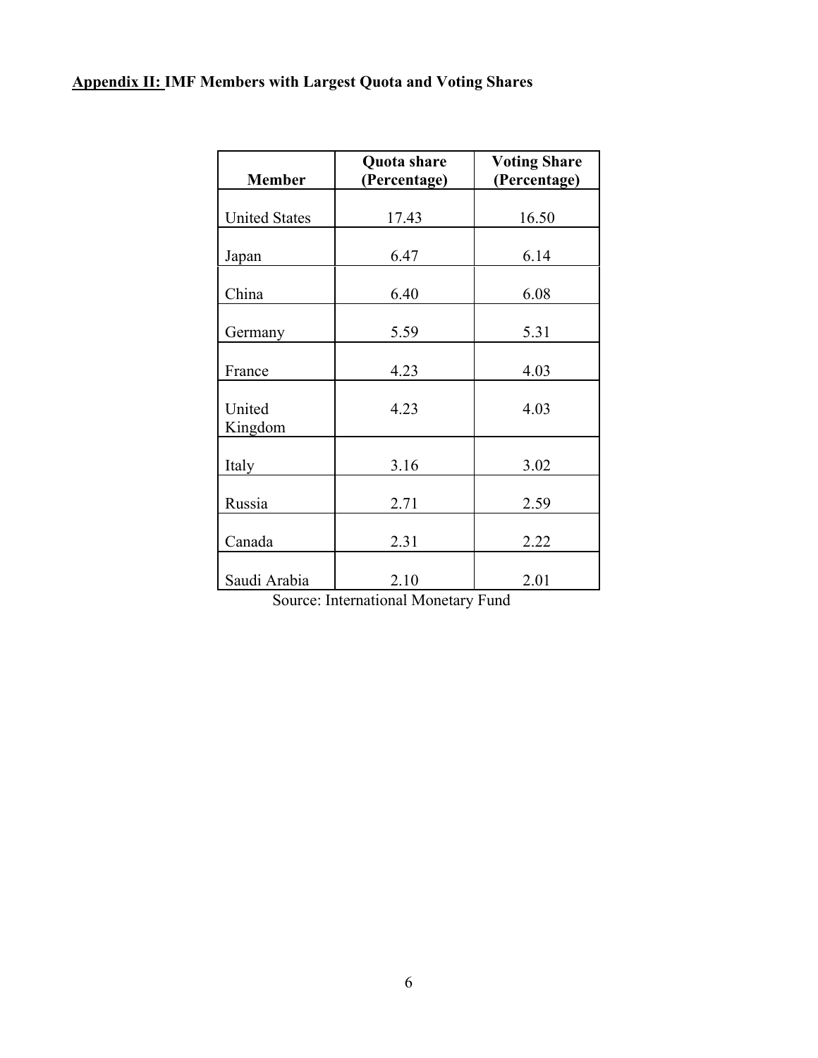**Appendix II: IMF Members with Largest Quota and Voting Shares**

| Member | Quota share (Percentage) | Voting Share (Percentage) |
|---|---|---|
| United States | 17.43 | 16.50 |
| Japan | 6.47 | 6.14 |
| China | 6.40 | 6.08 |
| Germany | 5.59 | 5.31 |
| France | 4.23 | 4.03 |
| United Kingdom | 4.23 | 4.03 |
| Italy | 3.16 | 3.02 |
| Russia | 2.71 | 2.59 |
| Canada | 2.31 | 2.22 |
| Saudi Arabia | 2.10 | 2.01 |

Source: International Monetary Fund